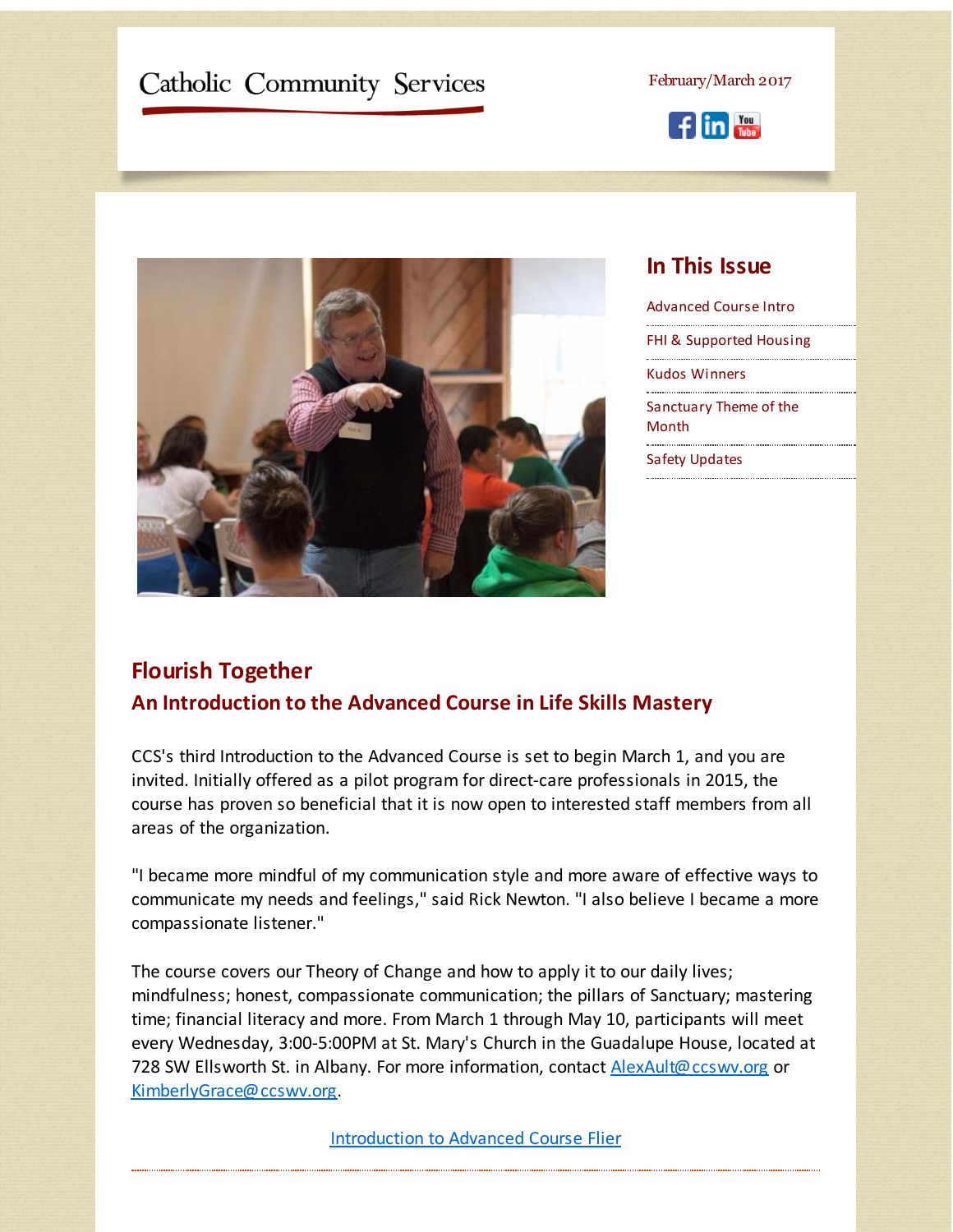# Catholic Community Services

February/March 2017

## In This Issue

- Advanced Course Intro
- FHI & Supported Housing
- Kudos Winners
- Sanctuary Theme of the Month
- Safety Updates

## Flourish Together

### An Introduction to the Advanced Course in Life Skills Mastery

CCS's third Introduction to the Advanced Course is set to begin March 1, and you are invited. Initially offered as a pilot program for direct-care professionals in 2015, the course has proven so beneficial that it is now open to interested staff members from all areas of the organization.

"I became more mindful of my communication style and more aware of effective ways to communicate my needs and feelings," said Rick Newton. "I also believe I became a more compassionate listener."

The course covers our Theory of Change and how to apply it to our daily lives; mindfulness; honest, compassionate communication; the pillars of Sanctuary; mastering time; financial literacy and more. From March 1 through May 10, participants will meet every Wednesday, 3:00-5:00PM at St. Mary's Church in the Guadalupe House, located at 728 SW Ellsworth St. in Albany. For more information, contact AlexAult@ccswv.org or KimberlyGrace@ccswv.org.

Introduction to Advanced Course Flier

---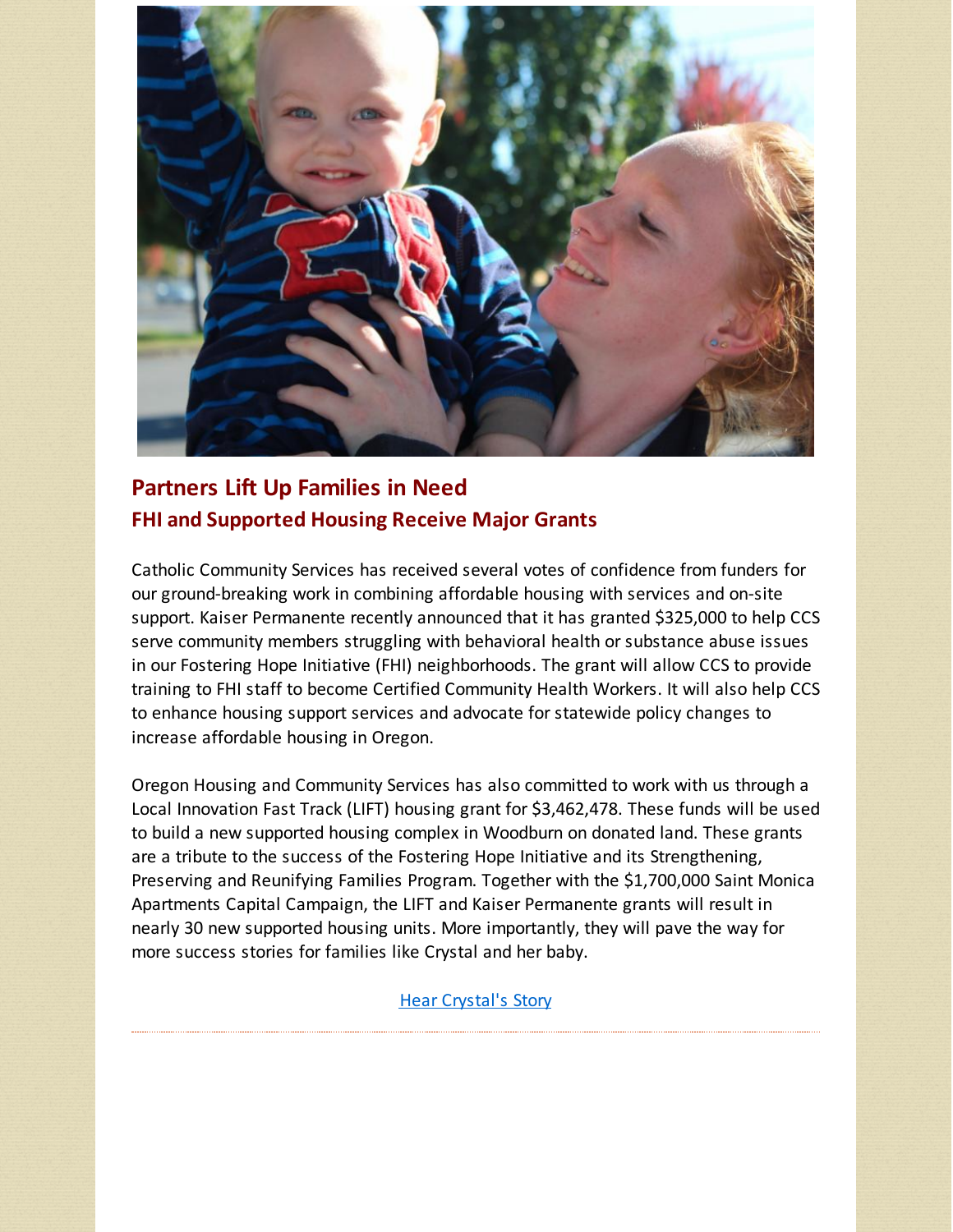## Partners Lift Up Families in Need

### FHI and Supported Housing Receive Major Grants

Catholic Community Services has received several votes of confidence from funders for our ground-breaking work in combining affordable housing with services and on-site support. Kaiser Permanente recently announced that it has granted $325,000 to help CCS serve community members struggling with behavioral health or substance abuse issues in our Fostering Hope Initiative (FHI) neighborhoods. The grant will allow CCS to provide training to FHI staff to become Certified Community Health Workers. It will also help CCS to enhance housing support services and advocate for statewide policy changes to increase affordable housing in Oregon.

Oregon Housing and Community Services has also committed to work with us through a Local Innovation Fast Track (LIFT) housing grant for $3,462,478. These funds will be used to build a new supported housing complex in Woodburn on donated land. These grants are a tribute to the success of the Fostering Hope Initiative and its Strengthening, Preserving and Reunifying Families Program. Together with the $1,700,000 Saint Monica Apartments Capital Campaign, the LIFT and Kaiser Permanente grants will result in nearly 30 new supported housing units. More importantly, they will pave the way for more success stories for families like Crystal and her baby.

Hear Crystal's Story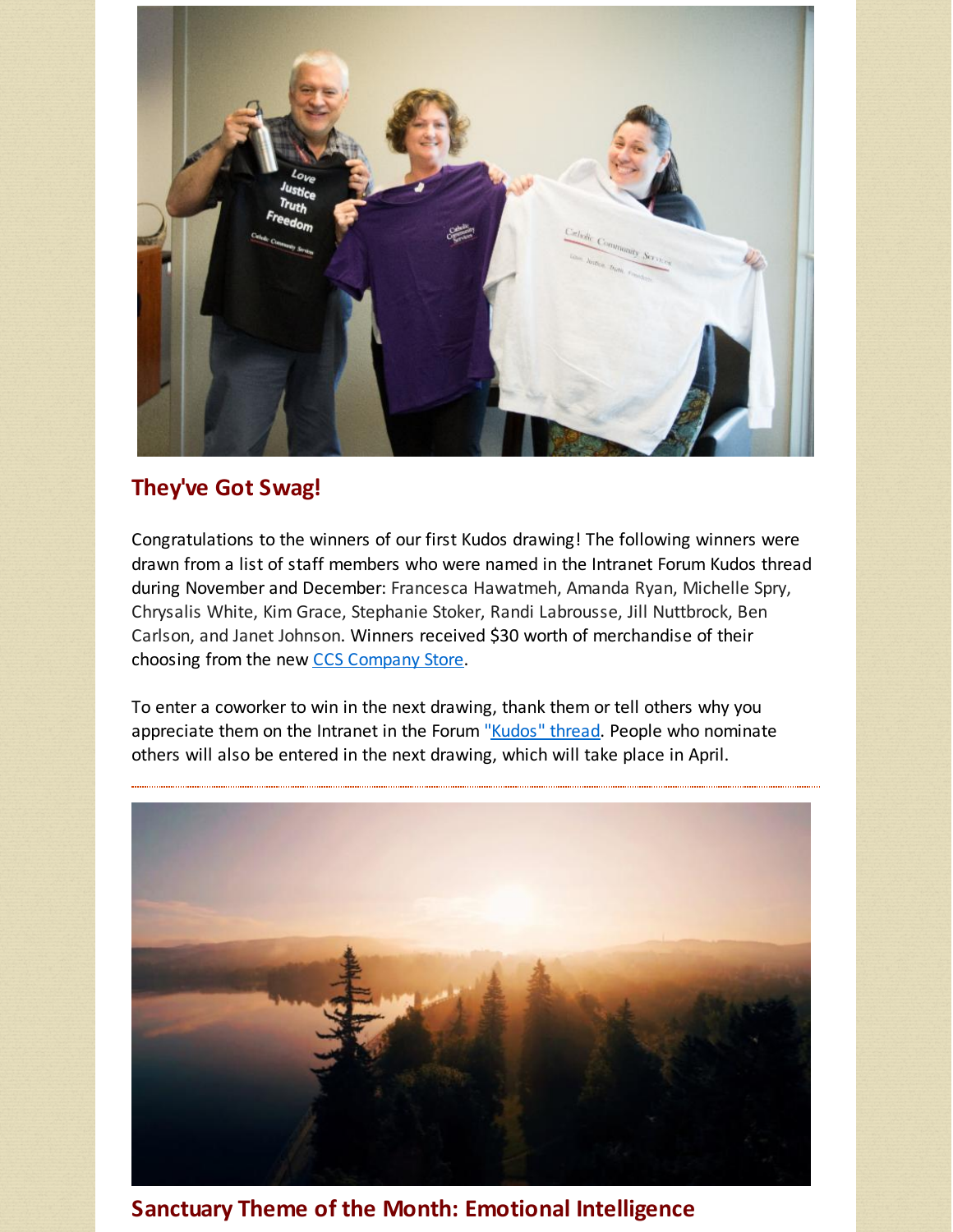## They've Got Swag!

Congratulations to the winners of our first Kudos drawing! The following winners were drawn from a list of staff members who were named in the Intranet Forum Kudos thread during November and December: Francesca Hawatmeh, Amanda Ryan, Michelle Spry, Chrysalis White, Kim Grace, Stephanie Stoker, Randi Labrousse, Jill Nuttbrock, Ben Carlson, and Janet Johnson. Winners received $30 worth of merchandise of their choosing from the new CCS Company Store.

To enter a coworker to win in the next drawing, thank them or tell others why you appreciate them on the Intranet in the Forum "Kudos" thread. People who nominate others will also be entered in the next drawing, which will take place in April.

---

## Sanctuary Theme of the Month: Emotional Intelligence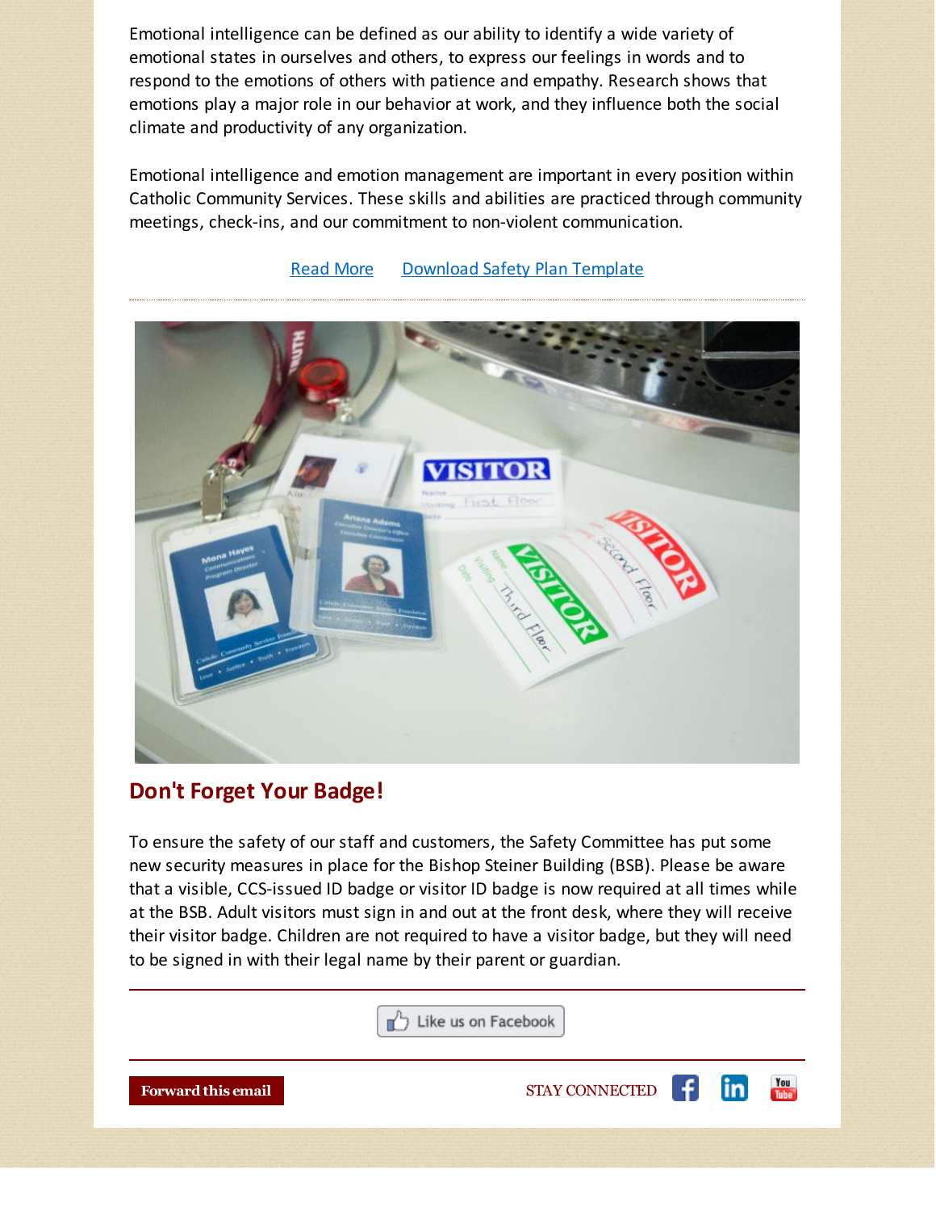Emotional intelligence can be defined as our ability to identify a wide variety of emotional states in ourselves and others, to express our feelings in words and to respond to the emotions of others with patience and empathy. Research shows that emotions play a major role in our behavior at work, and they influence both the social climate and productivity of any organization.

Emotional intelligence and emotion management are important in every position within Catholic Community Services. These skills and abilities are practiced through community meetings, check-ins, and our commitment to non-violent communication.

Read More    Download Safety Plan Template

---

## Don't Forget Your Badge!

To ensure the safety of our staff and customers, the Safety Committee has put some new security measures in place for the Bishop Steiner Building (BSB). Please be aware that a visible, CCS-issued ID badge or visitor ID badge is now required at all times while at the BSB. Adult visitors must sign in and out at the front desk, where they will receive their visitor badge. Children are not required to have a visitor badge, but they will need to be signed in with their legal name by their parent or guardian.

---

Like us on Facebook

---

Forward this email

STAY CONNECTED